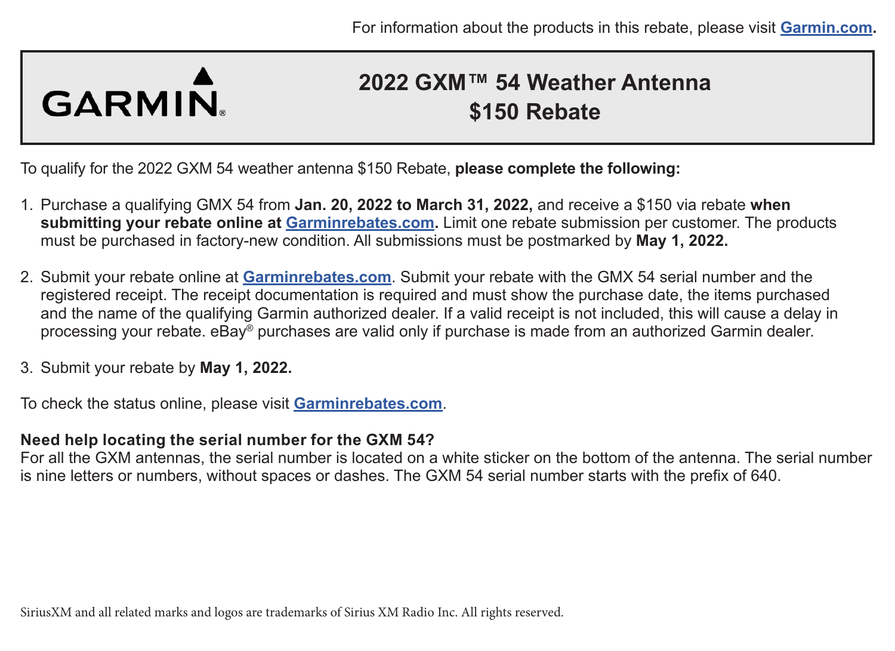For information about the products in this rebate, please visit **Garmin.com.**

GARMIN.

# 2022 GXM™ 54 Weather Antenna $150 Rebate

To qualify for the 2022 GXM 54 weather antenna $150 Rebate, **please complete the following:**

1. Purchase a qualifying GMX 54 from **Jan. 20, 2022 to March 31, 2022,** and receive a $150 via rebate **when submitting your rebate online at Garminrebates.com.** Limit one rebate submission per customer. The products must be purchased in factory-new condition. All submissions must be postmarked by **May 1, 2022.**

2. Submit your rebate online at **Garminrebates.com**. Submit your rebate with the GMX 54 serial number and the registered receipt. The receipt documentation is required and must show the purchase date, the items purchased and the name of the qualifying Garmin authorized dealer. If a valid receipt is not included, this will cause a delay in processing your rebate. eBay® purchases are valid only if purchase is made from an authorized Garmin dealer.

3. Submit your rebate by **May 1, 2022.**

To check the status online, please visit **Garminrebates.com**.

**Need help locating the serial number for the GXM 54?**
For all the GXM antennas, the serial number is located on a white sticker on the bottom of the antenna. The serial number is nine letters or numbers, without spaces or dashes. The GXM 54 serial number starts with the prefix of 640.

SiriusXM and all related marks and logos are trademarks of Sirius XM Radio Inc. All rights reserved.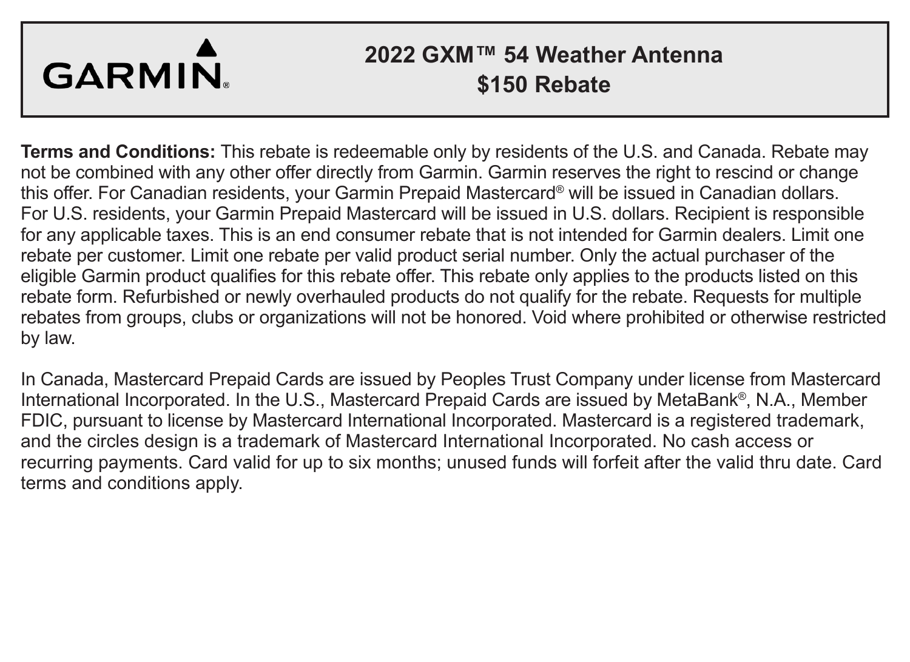GARMIN®

# 2022 GXM™ 54 Weather Antenna
# $150 Rebate

**Terms and Conditions:** This rebate is redeemable only by residents of the U.S. and Canada. Rebate may not be combined with any other offer directly from Garmin. Garmin reserves the right to rescind or change this offer. For Canadian residents, your Garmin Prepaid Mastercard® will be issued in Canadian dollars. For U.S. residents, your Garmin Prepaid Mastercard will be issued in U.S. dollars. Recipient is responsible for any applicable taxes. This is an end consumer rebate that is not intended for Garmin dealers. Limit one rebate per customer. Limit one rebate per valid product serial number. Only the actual purchaser of the eligible Garmin product qualifies for this rebate offer. This rebate only applies to the products listed on this rebate form. Refurbished or newly overhauled products do not qualify for the rebate. Requests for multiple rebates from groups, clubs or organizations will not be honored. Void where prohibited or otherwise restricted by law.

In Canada, Mastercard Prepaid Cards are issued by Peoples Trust Company under license from Mastercard International Incorporated. In the U.S., Mastercard Prepaid Cards are issued by MetaBank®, N.A., Member FDIC, pursuant to license by Mastercard International Incorporated. Mastercard is a registered trademark, and the circles design is a trademark of Mastercard International Incorporated. No cash access or recurring payments. Card valid for up to six months; unused funds will forfeit after the valid thru date. Card terms and conditions apply.